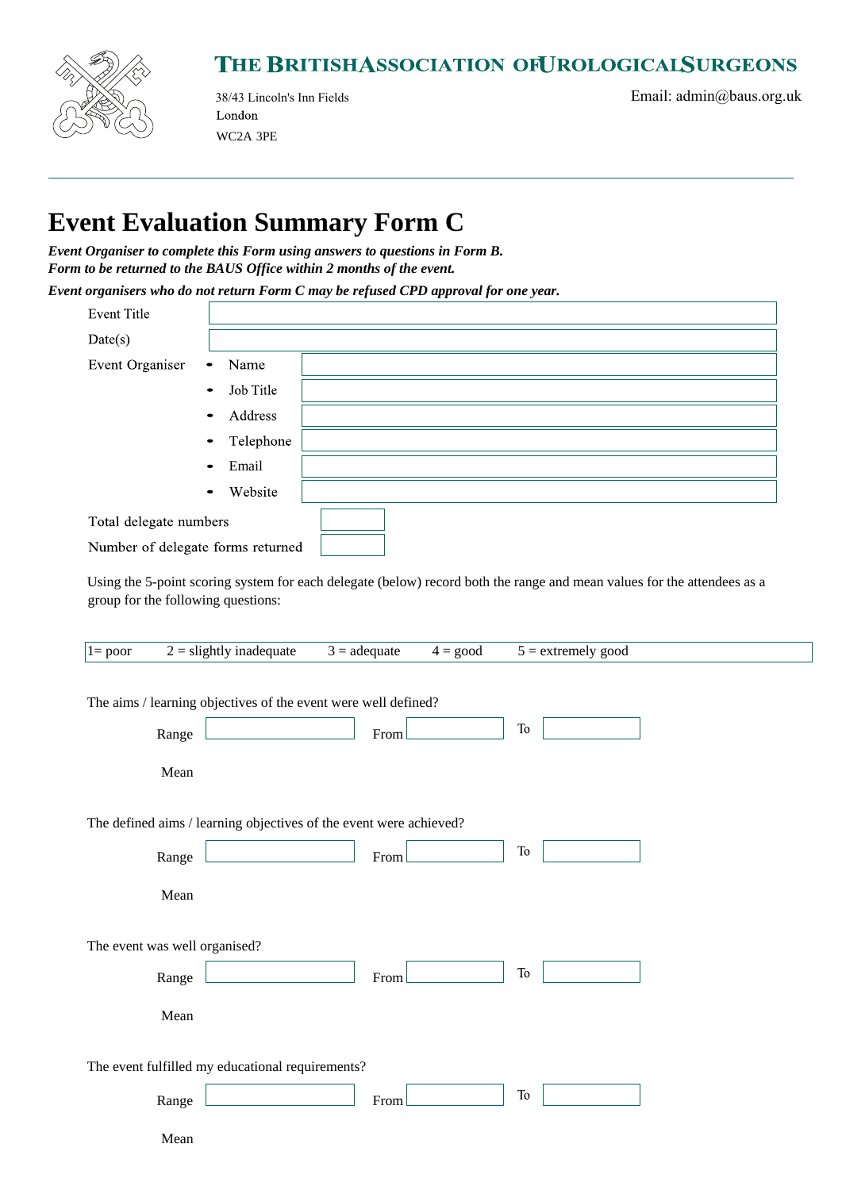THE BRITISH ASSOCIATION OF UROLOGICAL SURGEONS

38/43 Lincoln's Inn Fields
London
WC2A 3PE

Email: admin@baus.org.uk

# Event Evaluation Summary Form C

***Event Organiser to complete this Form using answers to questions in Form B.***
***Form to be returned to the BAUS Office within 2 months of the event.***

***Event organisers who do not return Form C may be refused CPD approval for one year.***

Event Title

Date(s)

Event Organiser
- Name
- Job Title
- Address
- Telephone
- Email
- Website

Total delegate numbers

Number of delegate forms returned

Using the 5-point scoring system for each delegate (below) record both the range and mean values for the attendees as a group for the following questions:

1= poor    2 = slightly inadequate    3 = adequate    4 = good    5 = extremely good

The aims / learning objectives of the event were well defined?

Range    From    To

Mean

The defined aims / learning objectives of the event were achieved?

Range    From    To

Mean

The event was well organised?

Range    From    To

Mean

The event fulfilled my educational requirements?

Range    From    To

Mean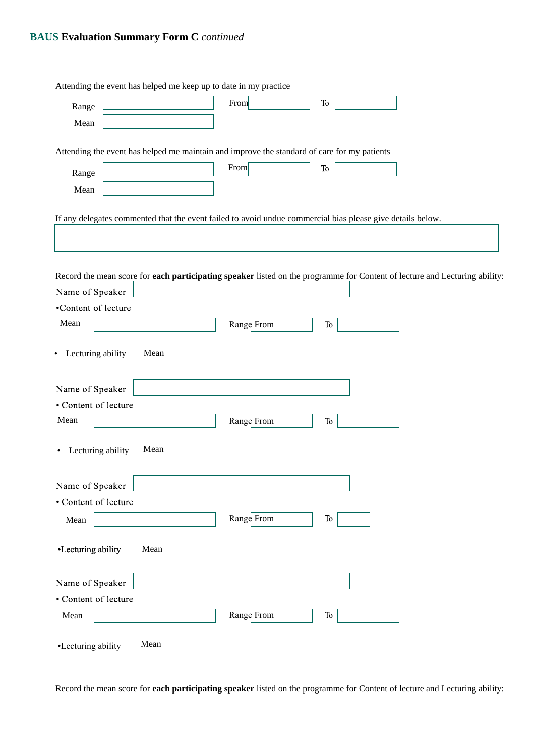## **BAUS Evaluation Summary Form C** *continued*

Attending the event has helped me keep up to date in my practice

Range ______ From ______ To ______

Mean ______

Attending the event has helped me maintain and improve the standard of care for my patients

Range ______ From ______ To ______

Mean ______

If any delegates commented that the event failed to avoid undue commercial bias please give details below.

______

Record the mean score for **each participating speaker** listed on the programme for Content of lecture and Lecturing ability:

Name of Speaker ______

- Content of lecture

Mean ______ Range From ______ To ______

- Lecturing ability Mean

Name of Speaker ______

- Content of lecture

Mean ______ Range From ______ To ______

- Lecturing ability Mean

Name of Speaker ______

- Content of lecture

Mean ______ Range From ______ To ______

- Lecturing ability Mean

Name of Speaker ______

- Content of lecture

Mean ______ Range From ______ To ______

- Lecturing ability Mean

---

Record the mean score for **each participating speaker** listed on the programme for Content of lecture and Lecturing ability: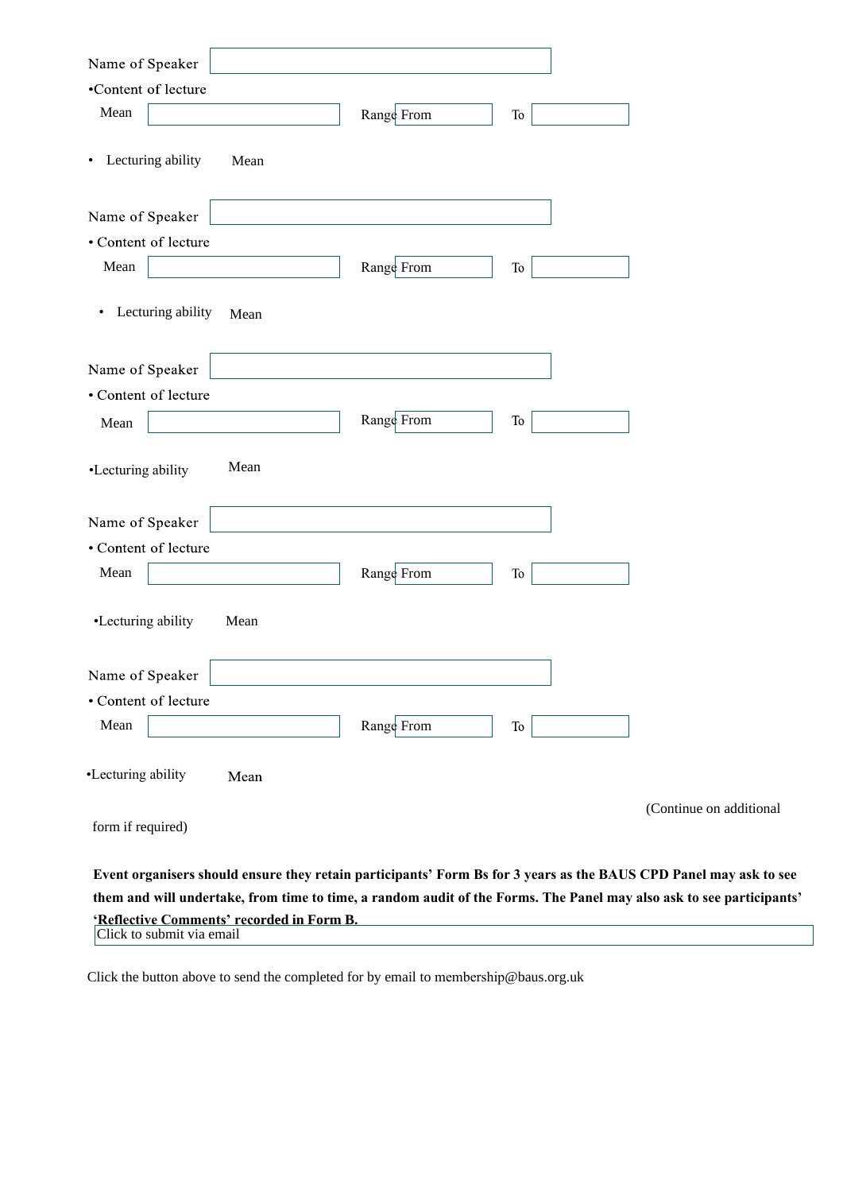Name of Speaker

•Content of lecture

Mean Range From To

• Lecturing ability Mean

Name of Speaker

• Content of lecture

Mean Range From To

• Lecturing ability Mean

Name of Speaker

• Content of lecture

Mean Range From To

•Lecturing ability Mean

Name of Speaker

• Content of lecture

Mean Range From To

•Lecturing ability Mean

Name of Speaker

• Content of lecture

Mean Range From To

•Lecturing ability Mean

(Continue on additional form if required)

**Event organisers should ensure they retain participants' Form Bs for 3 years as the BAUS CPD Panel may ask to see them and will undertake, from time to time, a random audit of the Forms. The Panel may also ask to see participants' '<u>Reflective Comments' recorded in Form B.</u>**

Click to submit via email

Click the button above to send the completed for by email to membership@baus.org.uk